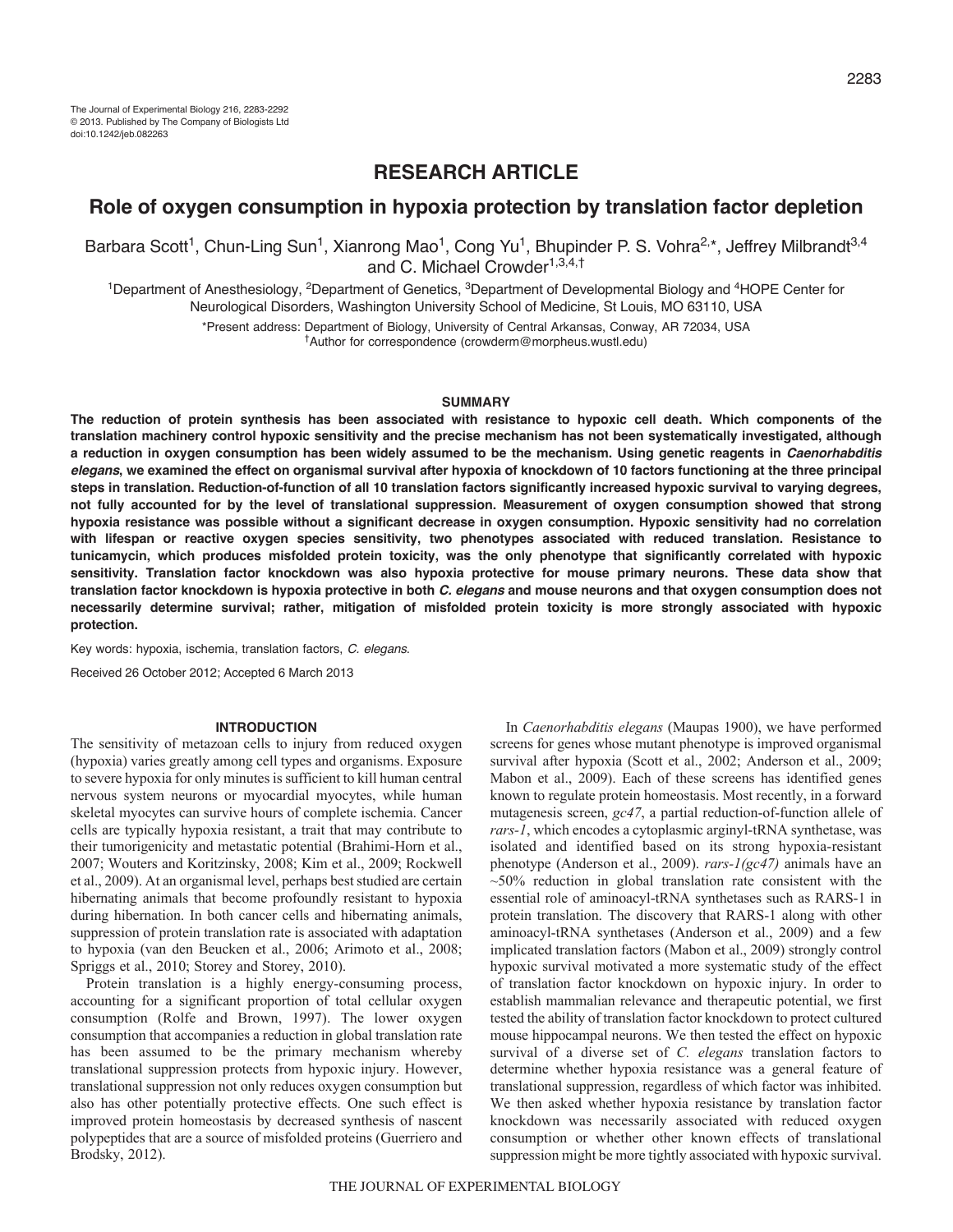The Journal of Experimental Biology 216, 2283-2292
© 2013. Published by The Company of Biologists Ltd
doi:10.1242/jeb.082263

## RESEARCH ARTICLE

# Role of oxygen consumption in hypoxia protection by translation factor depletion

Barbara Scott[1], Chun-Ling Sun[1], Xianrong Mao[1], Cong Yu[1], Bhupinder P. S. Vohra[2,*], Jeffrey Milbrandt[3,4] and C. Michael Crowder[1,3,4,†]

[1]Department of Anesthesiology, [2]Department of Genetics, [3]Department of Developmental Biology and [4]HOPE Center for Neurological Disorders, Washington University School of Medicine, St Louis, MO 63110, USA

*Present address: Department of Biology, University of Central Arkansas, Conway, AR 72034, USA
†Author for correspondence (crowderm@morpheus.wustl.edu)

### SUMMARY

**The reduction of protein synthesis has been associated with resistance to hypoxic cell death. Which components of the translation machinery control hypoxic sensitivity and the precise mechanism has not been systematically investigated, although a reduction in oxygen consumption has been widely assumed to be the mechanism. Using genetic reagents in *Caenorhabditis elegans*, we examined the effect on organismal survival after hypoxia of knockdown of 10 factors functioning at the three principal steps in translation. Reduction-of-function of all 10 translation factors significantly increased hypoxic survival to varying degrees, not fully accounted for by the level of translational suppression. Measurement of oxygen consumption showed that strong hypoxia resistance was possible without a significant decrease in oxygen consumption. Hypoxic sensitivity had no correlation with lifespan or reactive oxygen species sensitivity, two phenotypes associated with reduced translation. Resistance to tunicamycin, which produces misfolded protein toxicity, was the only phenotype that significantly correlated with hypoxic sensitivity. Translation factor knockdown was also hypoxia protective for mouse primary neurons. These data show that translation factor knockdown is hypoxia protective in both *C. elegans* and mouse neurons and that oxygen consumption does not necessarily determine survival; rather, mitigation of misfolded protein toxicity is more strongly associated with hypoxic protection.**

Key words: hypoxia, ischemia, translation factors, *C. elegans*.

Received 26 October 2012; Accepted 6 March 2013

### INTRODUCTION

The sensitivity of metazoan cells to injury from reduced oxygen (hypoxia) varies greatly among cell types and organisms. Exposure to severe hypoxia for only minutes is sufficient to kill human central nervous system neurons or myocardial myocytes, while human skeletal myocytes can survive hours of complete ischemia. Cancer cells are typically hypoxia resistant, a trait that may contribute to their tumorigenicity and metastatic potential (Brahimi-Horn et al., 2007; Wouters and Koritzinsky, 2008; Kim et al., 2009; Rockwell et al., 2009). At an organismal level, perhaps best studied are certain hibernating animals that become profoundly resistant to hypoxia during hibernation. In both cancer cells and hibernating animals, suppression of protein translation rate is associated with adaptation to hypoxia (van den Beucken et al., 2006; Arimoto et al., 2008; Spriggs et al., 2010; Storey and Storey, 2010).

Protein translation is a highly energy-consuming process, accounting for a significant proportion of total cellular oxygen consumption (Rolfe and Brown, 1997). The lower oxygen consumption that accompanies a reduction in global translation rate has been assumed to be the primary mechanism whereby translational suppression protects from hypoxic injury. However, translational suppression not only reduces oxygen consumption but also has other potentially protective effects. One such effect is improved protein homeostasis by decreased synthesis of nascent polypeptides that are a source of misfolded proteins (Guerriero and Brodsky, 2012).

In *Caenorhabditis elegans* (Maupas 1900), we have performed screens for genes whose mutant phenotype is improved organismal survival after hypoxia (Scott et al., 2002; Anderson et al., 2009; Mabon et al., 2009). Each of these screens has identified genes known to regulate protein homeostasis. Most recently, in a forward mutagenesis screen, *gc47*, a partial reduction-of-function allele of *rars-1*, which encodes a cytoplasmic arginyl-tRNA synthetase, was isolated and identified based on its strong hypoxia-resistant phenotype (Anderson et al., 2009). *rars-1(gc47)* animals have an ~50% reduction in global translation rate consistent with the essential role of aminoacyl-tRNA synthetases such as RARS-1 in protein translation. The discovery that RARS-1 along with other aminoacyl-tRNA synthetases (Anderson et al., 2009) and a few implicated translation factors (Mabon et al., 2009) strongly control hypoxic survival motivated a more systematic study of the effect of translation factor knockdown on hypoxic injury. In order to establish mammalian relevance and therapeutic potential, we first tested the ability of translation factor knockdown to protect cultured mouse hippocampal neurons. We then tested the effect on hypoxic survival of a diverse set of *C. elegans* translation factors to determine whether hypoxia resistance was a general feature of translational suppression, regardless of which factor was inhibited. We then asked whether hypoxia resistance by translation factor knockdown was necessarily associated with reduced oxygen consumption or whether other known effects of translational suppression might be more tightly associated with hypoxic survival.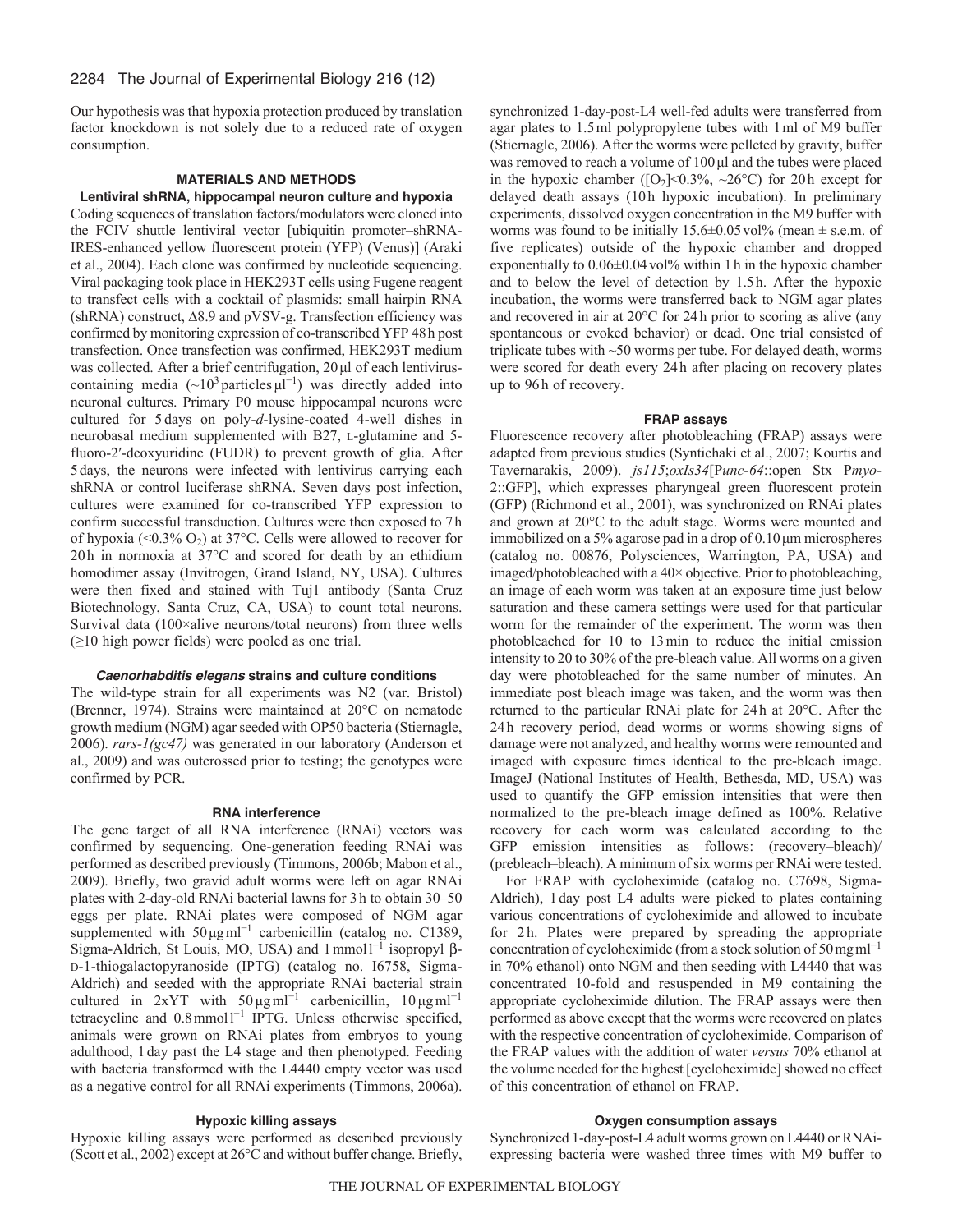Our hypothesis was that hypoxia protection produced by translation factor knockdown is not solely due to a reduced rate of oxygen consumption.

## MATERIALS AND METHODS

### Lentiviral shRNA, hippocampal neuron culture and hypoxia

Coding sequences of translation factors/modulators were cloned into the FCIV shuttle lentiviral vector [ubiquitin promoter–shRNA-IRES-enhanced yellow fluorescent protein (YFP) (Venus)] (Araki et al., 2004). Each clone was confirmed by nucleotide sequencing. Viral packaging took place in HEK293T cells using Fugene reagent to transfect cells with a cocktail of plasmids: small hairpin RNA (shRNA) construct, Δ8.9 and pVSV-g. Transfection efficiency was confirmed by monitoring expression of co-transcribed YFP 48 h post transfection. Once transfection was confirmed, HEK293T medium was collected. After a brief centrifugation, 20 μl of each lentivirus-containing media (~$10^3$ particles μl$^{-1}$) was directly added into neuronal cultures. Primary P0 mouse hippocampal neurons were cultured for 5 days on poly-*d*-lysine-coated 4-well dishes in neurobasal medium supplemented with B27, L-glutamine and 5-fluoro-2′-deoxyuridine (FUDR) to prevent growth of glia. After 5 days, the neurons were infected with lentivirus carrying each shRNA or control luciferase shRNA. Seven days post infection, cultures were examined for co-transcribed YFP expression to confirm successful transduction. Cultures were then exposed to 7 h of hypoxia (<0.3% $O_2$) at 37°C. Cells were allowed to recover for 20 h in normoxia at 37°C and scored for death by an ethidium homodimer assay (Invitrogen, Grand Island, NY, USA). Cultures were then fixed and stained with Tuj1 antibody (Santa Cruz Biotechnology, Santa Cruz, CA, USA) to count total neurons. Survival data (100×alive neurons/total neurons) from three wells (≥10 high power fields) were pooled as one trial.

### *Caenorhabditis elegans* strains and culture conditions

The wild-type strain for all experiments was N2 (var. Bristol) (Brenner, 1974). Strains were maintained at 20°C on nematode growth medium (NGM) agar seeded with OP50 bacteria (Stiernagle, 2006). *rars-1(gc47)* was generated in our laboratory (Anderson et al., 2009) and was outcrossed prior to testing; the genotypes were confirmed by PCR.

### RNA interference

The gene target of all RNA interference (RNAi) vectors was confirmed by sequencing. One-generation feeding RNAi was performed as described previously (Timmons, 2006b; Mabon et al., 2009). Briefly, two gravid adult worms were left on agar RNAi plates with 2-day-old RNAi bacterial lawns for 3 h to obtain 30–50 eggs per plate. RNAi plates were composed of NGM agar supplemented with 50 μg ml$^{-1}$ carbenicillin (catalog no. C1389, Sigma-Aldrich, St Louis, MO, USA) and 1 mmol l$^{-1}$ isopropyl β-D-1-thiogalactopyranoside (IPTG) (catalog no. I6758, Sigma-Aldrich) and seeded with the appropriate RNAi bacterial strain cultured in 2xYT with 50 μg ml$^{-1}$ carbenicillin, 10 μg ml$^{-1}$ tetracycline and 0.8 mmol l$^{-1}$ IPTG. Unless otherwise specified, animals were grown on RNAi plates from embryos to young adulthood, 1 day past the L4 stage and then phenotyped. Feeding with bacteria transformed with the L4440 empty vector was used as a negative control for all RNAi experiments (Timmons, 2006a).

### Hypoxic killing assays

Hypoxic killing assays were performed as described previously (Scott et al., 2002) except at 26°C and without buffer change. Briefly, synchronized 1-day-post-L4 well-fed adults were transferred from agar plates to 1.5 ml polypropylene tubes with 1 ml of M9 buffer (Stiernagle, 2006). After the worms were pelleted by gravity, buffer was removed to reach a volume of 100 μl and the tubes were placed in the hypoxic chamber ([$O_2$]<0.3%, ~26°C) for 20 h except for delayed death assays (10 h hypoxic incubation). In preliminary experiments, dissolved oxygen concentration in the M9 buffer with worms was found to be initially 15.6±0.05 vol% (mean ± s.e.m. of five replicates) outside of the hypoxic chamber and dropped exponentially to 0.06±0.04 vol% within 1 h in the hypoxic chamber and to below the level of detection by 1.5 h. After the hypoxic incubation, the worms were transferred back to NGM agar plates and recovered in air at 20°C for 24 h prior to scoring as alive (any spontaneous or evoked behavior) or dead. One trial consisted of triplicate tubes with ~50 worms per tube. For delayed death, worms were scored for death every 24 h after placing on recovery plates up to 96 h of recovery.

### FRAP assays

Fluorescence recovery after photobleaching (FRAP) assays were adapted from previous studies (Syntichaki et al., 2007; Kourtis and Tavernarakis, 2009). *js115*;*oxIs34*[P*unc-64*::open Stx P*myo-2*::GFP], which expresses pharyngeal green fluorescent protein (GFP) (Richmond et al., 2001), was synchronized on RNAi plates and grown at 20°C to the adult stage. Worms were mounted and immobilized on a 5% agarose pad in a drop of 0.10 μm microspheres (catalog no. 00876, Polysciences, Warrington, PA, USA) and imaged/photobleached with a 40× objective. Prior to photobleaching, an image of each worm was taken at an exposure time just below saturation and these camera settings were used for that particular worm for the remainder of the experiment. The worm was then photobleached for 10 to 13 min to reduce the initial emission intensity to 20 to 30% of the pre-bleach value. All worms on a given day were photobleached for the same number of minutes. An immediate post bleach image was taken, and the worm was then returned to the particular RNAi plate for 24 h at 20°C. After the 24 h recovery period, dead worms or worms showing signs of damage were not analyzed, and healthy worms were remounted and imaged with exposure times identical to the pre-bleach image. ImageJ (National Institutes of Health, Bethesda, MD, USA) was used to quantify the GFP emission intensities that were then normalized to the pre-bleach image defined as 100%. Relative recovery for each worm was calculated according to the GFP emission intensities as follows: (recovery–bleach)/(prebleach–bleach). A minimum of six worms per RNAi were tested.

For FRAP with cycloheximide (catalog no. C7698, Sigma-Aldrich), 1 day post L4 adults were picked to plates containing various concentrations of cycloheximide and allowed to incubate for 2 h. Plates were prepared by spreading the appropriate concentration of cycloheximide (from a stock solution of 50 mg ml$^{-1}$ in 70% ethanol) onto NGM and then seeding with L4440 that was concentrated 10-fold and resuspended in M9 containing the appropriate cycloheximide dilution. The FRAP assays were then performed as above except that the worms were recovered on plates with the respective concentration of cycloheximide. Comparison of the FRAP values with the addition of water *versus* 70% ethanol at the volume needed for the highest [cycloheximide] showed no effect of this concentration of ethanol on FRAP.

### Oxygen consumption assays

Synchronized 1-day-post-L4 adult worms grown on L4440 or RNAi-expressing bacteria were washed three times with M9 buffer to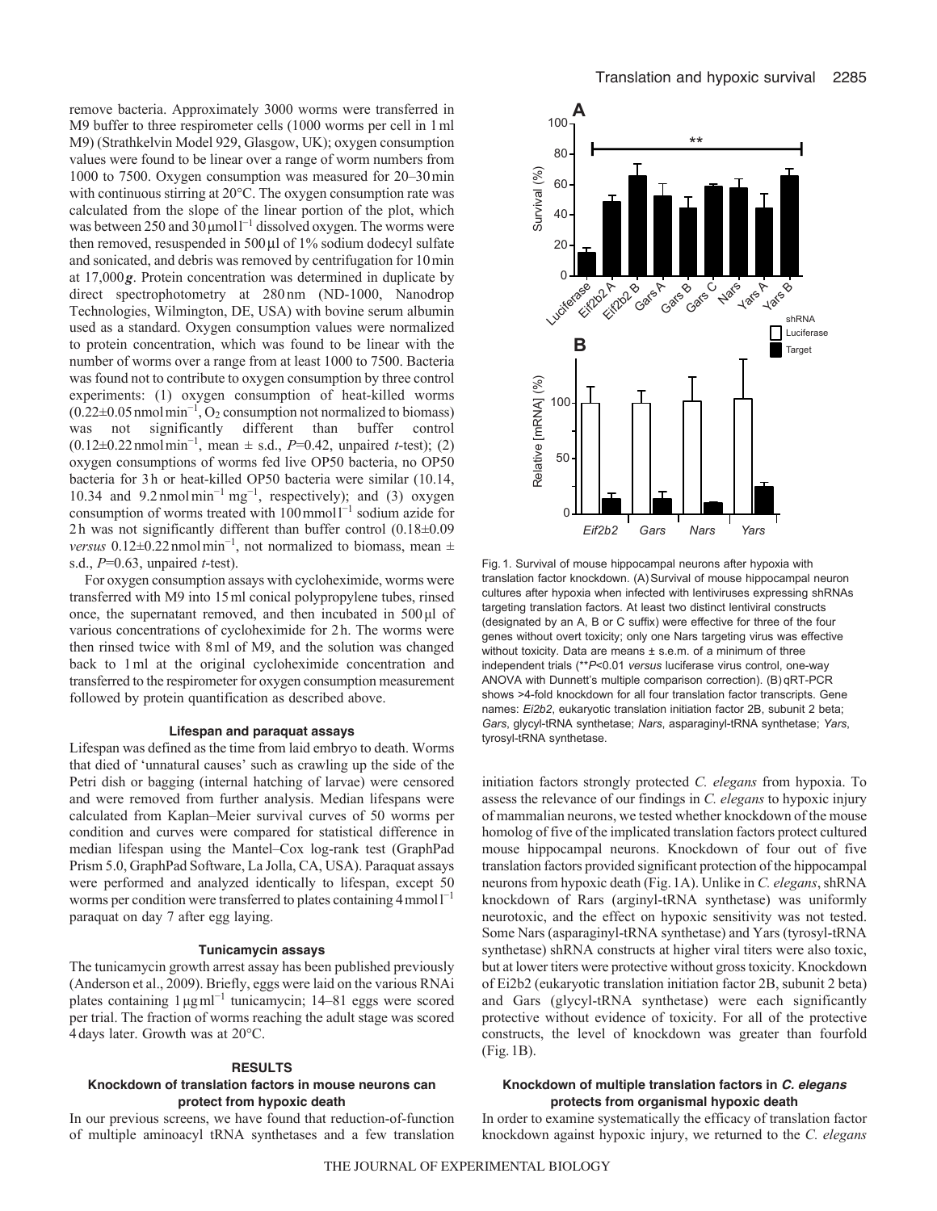remove bacteria. Approximately 3000 worms were transferred in M9 buffer to three respirometer cells (1000 worms per cell in 1 ml M9) (Strathkelvin Model 929, Glasgow, UK); oxygen consumption values were found to be linear over a range of worm numbers from 1000 to 7500. Oxygen consumption was measured for 20–30 min with continuous stirring at 20°C. The oxygen consumption rate was calculated from the slope of the linear portion of the plot, which was between 250 and 30 μmol l$^{-1}$ dissolved oxygen. The worms were then removed, resuspended in 500 μl of 1% sodium dodecyl sulfate and sonicated, and debris was removed by centrifugation for 10 min at 17,000 ***g***. Protein concentration was determined in duplicate by direct spectrophotometry at 280 nm (ND-1000, Nanodrop Technologies, Wilmington, DE, USA) with bovine serum albumin used as a standard. Oxygen consumption values were normalized to protein concentration, which was found to be linear with the number of worms over a range from at least 1000 to 7500. Bacteria was found not to contribute to oxygen consumption by three control experiments: (1) oxygen consumption of heat-killed worms (0.22±0.05 nmol min$^{-1}$, $O_2$ consumption not normalized to biomass) was not significantly different than buffer control (0.12±0.22 nmol min$^{-1}$, mean ± s.d., $P$=0.42, unpaired $t$-test); (2) oxygen consumptions of worms fed live OP50 bacteria, no OP50 bacteria for 3 h or heat-killed OP50 bacteria were similar (10.14, 10.34 and 9.2 nmol min$^{-1}$ mg$^{-1}$, respectively); and (3) oxygen consumption of worms treated with 100 mmol l$^{-1}$ sodium azide for 2 h was not significantly different than buffer control (0.18±0.09 *versus* 0.12±0.22 nmol min$^{-1}$, not normalized to biomass, mean ± s.d., $P$=0.63, unpaired $t$-test).

For oxygen consumption assays with cycloheximide, worms were transferred with M9 into 15 ml conical polypropylene tubes, rinsed once, the supernatant removed, and then incubated in 500 μl of various concentrations of cycloheximide for 2 h. The worms were then rinsed twice with 8 ml of M9, and the solution was changed back to 1 ml at the original cycloheximide concentration and transferred to the respirometer for oxygen consumption measurement followed by protein quantification as described above.

### Lifespan and paraquat assays

Lifespan was defined as the time from laid embryo to death. Worms that died of 'unnatural causes' such as crawling up the side of the Petri dish or bagging (internal hatching of larvae) were censored and were removed from further analysis. Median lifespans were calculated from Kaplan–Meier survival curves of 50 worms per condition and curves were compared for statistical difference in median lifespan using the Mantel–Cox log-rank test (GraphPad Prism 5.0, GraphPad Software, La Jolla, CA, USA). Paraquat assays were performed and analyzed identically to lifespan, except 50 worms per condition were transferred to plates containing 4 mmol l$^{-1}$ paraquat on day 7 after egg laying.

### Tunicamycin assays

The tunicamycin growth arrest assay has been published previously (Anderson et al., 2009). Briefly, eggs were laid on the various RNAi plates containing 1 μg ml$^{-1}$ tunicamycin; 14–81 eggs were scored per trial. The fraction of worms reaching the adult stage was scored 4 days later. Growth was at 20°C.

## RESULTS

### Knockdown of translation factors in mouse neurons can protect from hypoxic death

In our previous screens, we have found that reduction-of-function of multiple aminoacyl tRNA synthetases and a few translation initiation factors strongly protected *C. elegans* from hypoxia. To assess the relevance of our findings in *C. elegans* to hypoxic injury of mammalian neurons, we tested whether knockdown of the mouse homolog of five of the implicated translation factors protect cultured mouse hippocampal neurons. Knockdown of four out of five translation factors provided significant protection of the hippocampal neurons from hypoxic death (Fig. 1A). Unlike in *C. elegans*, shRNA knockdown of Rars (arginyl-tRNA synthetase) was uniformly neurotoxic, and the effect on hypoxic sensitivity was not tested. Some Nars (asparaginyl-tRNA synthetase) and Yars (tyrosyl-tRNA synthetase) shRNA constructs at higher viral titers were also toxic, but at lower titers were protective without gross toxicity. Knockdown of Ei2b2 (eukaryotic translation initiation factor 2B, subunit 2 beta) and Gars (glycyl-tRNA synthetase) were each significantly protective without evidence of toxicity. For all of the protective constructs, the level of knockdown was greater than fourfold (Fig. 1B).

Fig. 1. Survival of mouse hippocampal neurons after hypoxia with translation factor knockdown. (A) Survival of mouse hippocampal neuron cultures after hypoxia when infected with lentiviruses expressing shRNAs targeting translation factors. At least two distinct lentiviral constructs (designated by an A, B or C suffix) were effective for three of the four genes without overt toxicity; only one Nars targeting virus was effective without toxicity. Data are means ± s.e.m. of a minimum of three independent trials (**$P$<0.01 *versus* luciferase virus control, one-way ANOVA with Dunnett's multiple comparison correction). (B) qRT-PCR shows >4-fold knockdown for all four translation factor transcripts. Gene names: *Ei2b2*, eukaryotic translation initiation factor 2B, subunit 2 beta; *Gars*, glycyl-tRNA synthetase; *Nars*, asparaginyl-tRNA synthetase; *Yars*, tyrosyl-tRNA synthetase.

### Knockdown of multiple translation factors in *C. elegans* protects from organismal hypoxic death

In order to examine systematically the efficacy of translation factor knockdown against hypoxic injury, we returned to the *C. elegans*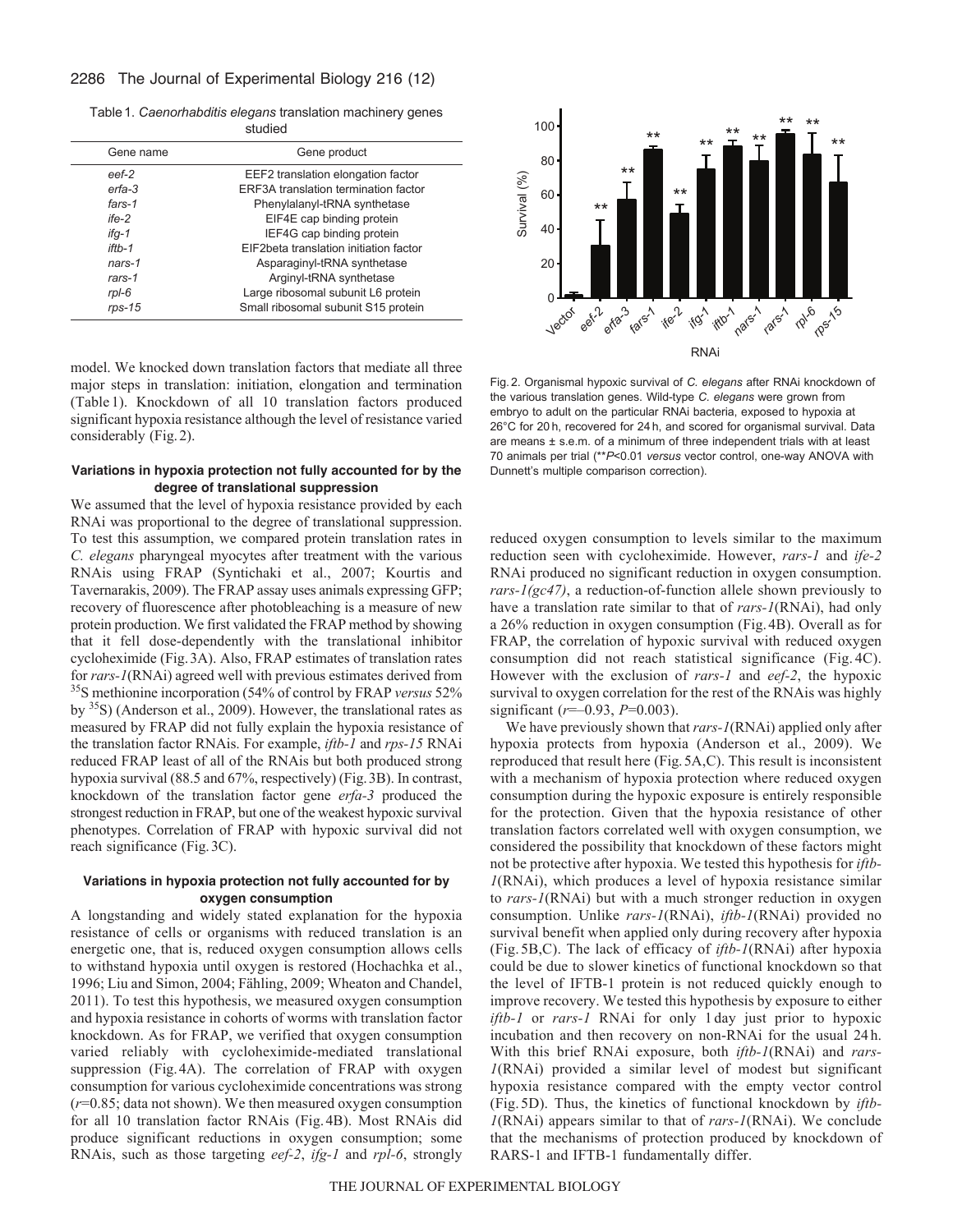Table 1. *Caenorhabditis elegans* translation machinery genes studied

| Gene name | Gene product |
|---|---|
| *eef-2* | EEF2 translation elongation factor |
| *erfa-3* | ERF3A translation termination factor |
| *fars-1* | Phenylalanyl-tRNA synthetase |
| *ife-2* | EIF4E cap binding protein |
| *ifg-1* | IEF4G cap binding protein |
| *iftb-1* | EIF2beta translation initiation factor |
| *nars-1* | Asparaginyl-tRNA synthetase |
| *rars-1* | Arginyl-tRNA synthetase |
| *rpl-6* | Large ribosomal subunit L6 protein |
| *rps-15* | Small ribosomal subunit S15 protein |

Fig. 2. Organismal hypoxic survival of *C. elegans* after RNAi knockdown of the various translation genes. Wild-type *C. elegans* were grown from embryo to adult on the particular RNAi bacteria, exposed to hypoxia at 26°C for 20 h, recovered for 24 h, and scored for organismal survival. Data are means ± s.e.m. of a minimum of three independent trials with at least 70 animals per trial (\*\**P*<0.01 *versus* vector control, one-way ANOVA with Dunnett's multiple comparison correction).

model. We knocked down translation factors that mediate all three major steps in translation: initiation, elongation and termination (Table 1). Knockdown of all 10 translation factors produced significant hypoxia resistance although the level of resistance varied considerably (Fig. 2).

### Variations in hypoxia protection not fully accounted for by the degree of translational suppression

We assumed that the level of hypoxia resistance provided by each RNAi was proportional to the degree of translational suppression. To test this assumption, we compared protein translation rates in *C. elegans* pharyngeal myocytes after treatment with the various RNAis using FRAP (Syntichaki et al., 2007; Kourtis and Tavernarakis, 2009). The FRAP assay uses animals expressing GFP; recovery of fluorescence after photobleaching is a measure of new protein production. We first validated the FRAP method by showing that it fell dose-dependently with the translational inhibitor cycloheximide (Fig. 3A). Also, FRAP estimates of translation rates for *rars-1*(RNAi) agreed well with previous estimates derived from $^{35}$S methionine incorporation (54% of control by FRAP *versus* 52% by $^{35}$S) (Anderson et al., 2009). However, the translational rates as measured by FRAP did not fully explain the hypoxia resistance of the translation factor RNAis. For example, *iftb-1* and *rps-15* RNAi reduced FRAP least of all of the RNAis but both produced strong hypoxia survival (88.5 and 67%, respectively) (Fig. 3B). In contrast, knockdown of the translation factor gene *erfa-3* produced the strongest reduction in FRAP, but one of the weakest hypoxic survival phenotypes. Correlation of FRAP with hypoxic survival did not reach significance (Fig. 3C).

### Variations in hypoxia protection not fully accounted for by oxygen consumption

A longstanding and widely stated explanation for the hypoxia resistance of cells or organisms with reduced translation is an energetic one, that is, reduced oxygen consumption allows cells to withstand hypoxia until oxygen is restored (Hochachka et al., 1996; Liu and Simon, 2004; Fähling, 2009; Wheaton and Chandel, 2011). To test this hypothesis, we measured oxygen consumption and hypoxia resistance in cohorts of worms with translation factor knockdown. As for FRAP, we verified that oxygen consumption varied reliably with cycloheximide-mediated translational suppression (Fig. 4A). The correlation of FRAP with oxygen consumption for various cycloheximide concentrations was strong ($r$=0.85; data not shown). We then measured oxygen consumption for all 10 translation factor RNAis (Fig. 4B). Most RNAis did produce significant reductions in oxygen consumption; some RNAis, such as those targeting *eef-2*, *ifg-1* and *rpl-6*, strongly reduced oxygen consumption to levels similar to the maximum reduction seen with cycloheximide. However, *rars-1* and *ife-2* RNAi produced no significant reduction in oxygen consumption. *rars-1(gc47)*, a reduction-of-function allele shown previously to have a translation rate similar to that of *rars-1*(RNAi), had only a 26% reduction in oxygen consumption (Fig. 4B). Overall as for FRAP, the correlation of hypoxic survival with reduced oxygen consumption did not reach statistical significance (Fig. 4C). However with the exclusion of *rars-1* and *eef-2*, the hypoxic survival to oxygen correlation for the rest of the RNAis was highly significant ($r$=–0.93, $P$=0.003).

We have previously shown that *rars-1*(RNAi) applied only after hypoxia protects from hypoxia (Anderson et al., 2009). We reproduced that result here (Fig. 5A,C). This result is inconsistent with a mechanism of hypoxia protection where reduced oxygen consumption during the hypoxic exposure is entirely responsible for the protection. Given that the hypoxia resistance of other translation factors correlated well with oxygen consumption, we considered the possibility that knockdown of these factors might not be protective after hypoxia. We tested this hypothesis for *iftb-1*(RNAi), which produces a level of hypoxia resistance similar to *rars-1*(RNAi) but with a much stronger reduction in oxygen consumption. Unlike *rars-1*(RNAi), *iftb-1*(RNAi) provided no survival benefit when applied only during recovery after hypoxia (Fig. 5B,C). The lack of efficacy of *iftb-1*(RNAi) after hypoxia could be due to slower kinetics of functional knockdown so that the level of IFTB-1 protein is not reduced quickly enough to improve recovery. We tested this hypothesis by exposure to either *iftb-1* or *rars-1* RNAi for only 1 day just prior to hypoxic incubation and then recovery on non-RNAi for the usual 24 h. With this brief RNAi exposure, both *iftb-1*(RNAi) and *rars-1*(RNAi) provided a similar level of modest but significant hypoxia resistance compared with the empty vector control (Fig. 5D). Thus, the kinetics of functional knockdown by *iftb-1*(RNAi) appears similar to that of *rars-1*(RNAi). We conclude that the mechanisms of protection produced by knockdown of RARS-1 and IFTB-1 fundamentally differ.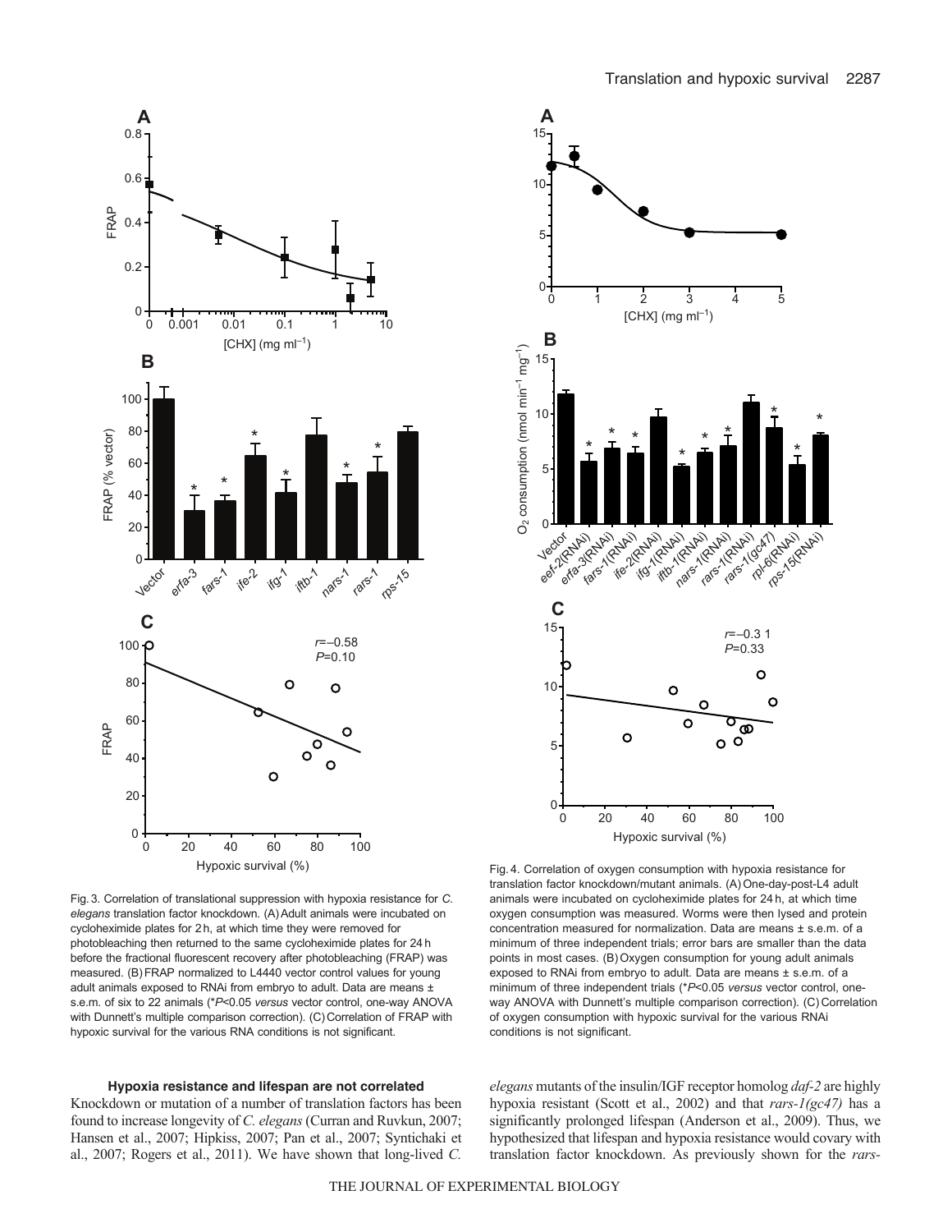Fig. 3. Correlation of translational suppression with hypoxia resistance for *C. elegans* translation factor knockdown. (A) Adult animals were incubated on cycloheximide plates for 2 h, at which time they were removed for photobleaching then returned to the same cycloheximide plates for 24 h before the fractional fluorescent recovery after photobleaching (FRAP) was measured. (B) FRAP normalized to L4440 vector control values for young adult animals exposed to RNAi from embryo to adult. Data are means ± s.e.m. of six to 22 animals (\**P*<0.05 *versus* vector control, one-way ANOVA with Dunnett's multiple comparison correction). (C) Correlation of FRAP with hypoxic survival for the various RNA conditions is not significant.

Fig. 4. Correlation of oxygen consumption with hypoxia resistance for translation factor knockdown/mutant animals. (A) One-day-post-L4 adult animals were incubated on cycloheximide plates for 24 h, at which time oxygen consumption was measured. Worms were then lysed and protein concentration measured for normalization. Data are means ± s.e.m. of a minimum of three independent trials; error bars are smaller than the data points in most cases. (B) Oxygen consumption for young adult animals exposed to RNAi from embryo to adult. Data are means ± s.e.m. of a minimum of three independent trials (\**P*<0.05 *versus* vector control, one-way ANOVA with Dunnett's multiple comparison correction). (C) Correlation of oxygen consumption with hypoxic survival for the various RNAi conditions is not significant.

### Hypoxia resistance and lifespan are not correlated

Knockdown or mutation of a number of translation factors has been found to increase longevity of *C. elegans* (Curran and Ruvkun, 2007; Hansen et al., 2007; Hipkiss, 2007; Pan et al., 2007; Syntichaki et al., 2007; Rogers et al., 2011). We have shown that long-lived *C. elegans* mutants of the insulin/IGF receptor homolog *daf-2* are highly hypoxia resistant (Scott et al., 2002) and that *rars-1(gc47)* has a significantly prolonged lifespan (Anderson et al., 2009). Thus, we hypothesized that lifespan and hypoxia resistance would covary with translation factor knockdown. As previously shown for the *rars-*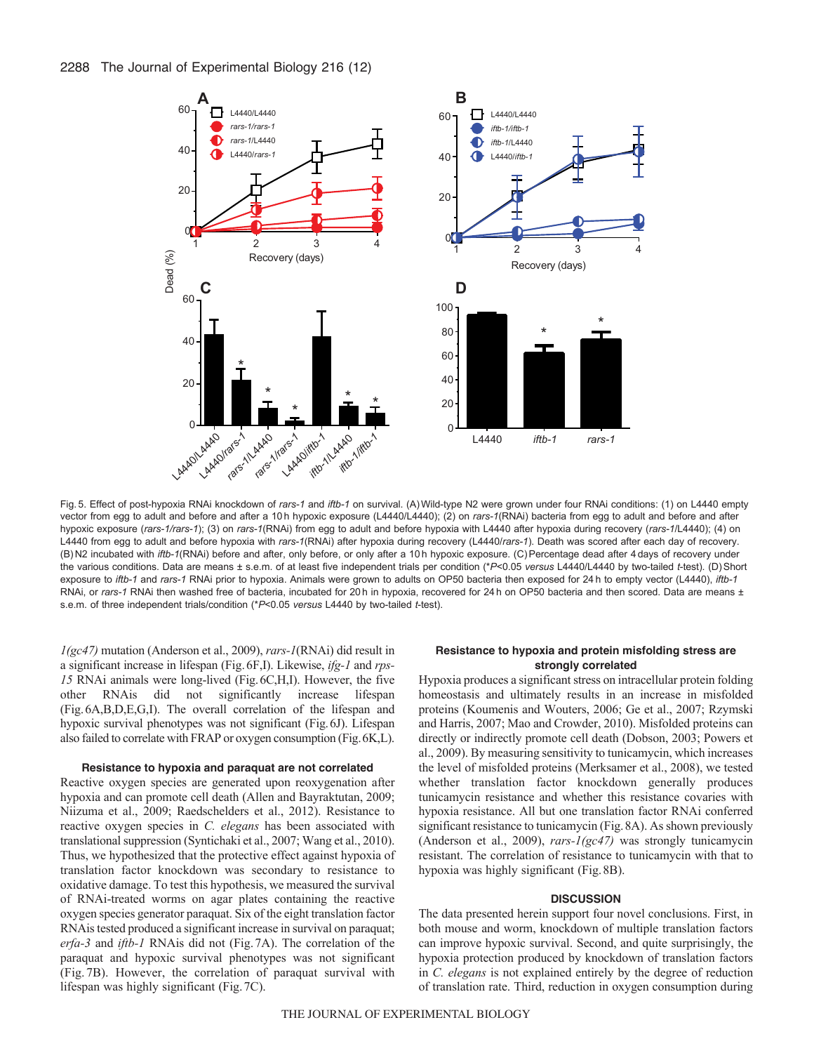Fig. 5. Effect of post-hypoxia RNAi knockdown of *rars-1* and *iftb-1* on survival. (A) Wild-type N2 were grown under four RNAi conditions: (1) on L4440 empty vector from egg to adult and before and after a 10 h hypoxic exposure (L4440/L4440); (2) on *rars-1*(RNAi) bacteria from egg to adult and before and after hypoxic exposure (*rars-1/rars-1*); (3) on *rars-1*(RNAi) from egg to adult and before hypoxia with L4440 after hypoxia during recovery (*rars-1*/L4440); (4) on L4440 from egg to adult and before hypoxia with *rars-1*(RNAi) after hypoxia during recovery (L4440/*rars-1*). Death was scored after each day of recovery. (B) N2 incubated with *iftb-1*(RNAi) before and after, only before, or only after a 10 h hypoxic exposure. (C) Percentage dead after 4 days of recovery under the various conditions. Data are means ± s.e.m. of at least five independent trials per condition (\*$P$<0.05 *versus* L4440/L4440 by two-tailed *t*-test). (D) Short exposure to *iftb-1* and *rars-1* RNAi prior to hypoxia. Animals were grown to adults on OP50 bacteria then exposed for 24 h to empty vector (L4440), *iftb-1* RNAi, or *rars-1* RNAi then washed free of bacteria, incubated for 20 h in hypoxia, recovered for 24 h on OP50 bacteria and then scored. Data are means ± s.e.m. of three independent trials/condition (\*$P$<0.05 *versus* L4440 by two-tailed *t*-test).

*1(gc47)* mutation (Anderson et al., 2009), *rars-1*(RNAi) did result in a significant increase in lifespan (Fig. 6F,I). Likewise, *ifg-1* and *rps-15* RNAi animals were long-lived (Fig. 6C,H,I). However, the five other RNAis did not significantly increase lifespan (Fig. 6A,B,D,E,G,I). The overall correlation of the lifespan and hypoxic survival phenotypes was not significant (Fig. 6J). Lifespan also failed to correlate with FRAP or oxygen consumption (Fig. 6K,L).

### Resistance to hypoxia and paraquat are not correlated

Reactive oxygen species are generated upon reoxygenation after hypoxia and can promote cell death (Allen and Bayraktutan, 2009; Niizuma et al., 2009; Raedschelders et al., 2012). Resistance to reactive oxygen species in *C. elegans* has been associated with translational suppression (Syntichaki et al., 2007; Wang et al., 2010). Thus, we hypothesized that the protective effect against hypoxia of translation factor knockdown was secondary to resistance to oxidative damage. To test this hypothesis, we measured the survival of RNAi-treated worms on agar plates containing the reactive oxygen species generator paraquat. Six of the eight translation factor RNAis tested produced a significant increase in survival on paraquat; *erfa-3* and *iftb-1* RNAis did not (Fig. 7A). The correlation of the paraquat and hypoxic survival phenotypes was not significant (Fig. 7B). However, the correlation of paraquat survival with lifespan was highly significant (Fig. 7C).

### Resistance to hypoxia and protein misfolding stress are strongly correlated

Hypoxia produces a significant stress on intracellular protein folding homeostasis and ultimately results in an increase in misfolded proteins (Koumenis and Wouters, 2006; Ge et al., 2007; Rzymski and Harris, 2007; Mao and Crowder, 2010). Misfolded proteins can directly or indirectly promote cell death (Dobson, 2003; Powers et al., 2009). By measuring sensitivity to tunicamycin, which increases the level of misfolded proteins (Merksamer et al., 2008), we tested whether translation factor knockdown generally produces tunicamycin resistance and whether this resistance covaries with hypoxia resistance. All but one translation factor RNAi conferred significant resistance to tunicamycin (Fig. 8A). As shown previously (Anderson et al., 2009), *rars-1(gc47)* was strongly tunicamycin resistant. The correlation of resistance to tunicamycin with that to hypoxia was highly significant (Fig. 8B).

## DISCUSSION

The data presented herein support four novel conclusions. First, in both mouse and worm, knockdown of multiple translation factors can improve hypoxic survival. Second, and quite surprisingly, the hypoxia protection produced by knockdown of translation factors in *C. elegans* is not explained entirely by the degree of reduction of translation rate. Third, reduction in oxygen consumption during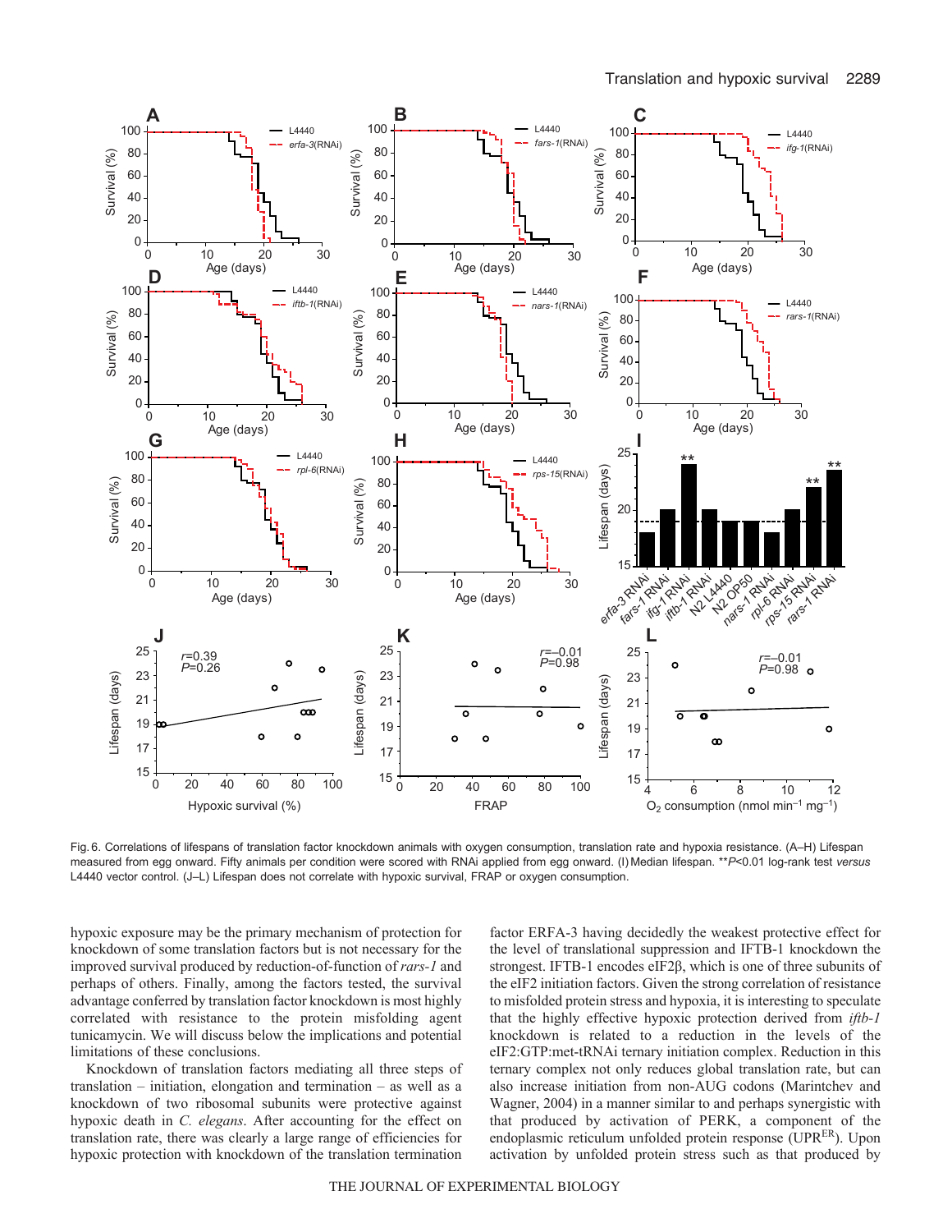Fig. 6. Correlations of lifespans of translation factor knockdown animals with oxygen consumption, translation rate and hypoxia resistance. (A–H) Lifespan measured from egg onward. Fifty animals per condition were scored with RNAi applied from egg onward. (I) Median lifespan. $^{**}P<0.01$ log-rank test *versus* L4440 vector control. (J–L) Lifespan does not correlate with hypoxic survival, FRAP or oxygen consumption.

hypoxic exposure may be the primary mechanism of protection for knockdown of some translation factors but is not necessary for the improved survival produced by reduction-of-function of *rars-1* and perhaps of others. Finally, among the factors tested, the survival advantage conferred by translation factor knockdown is most highly correlated with resistance to the protein misfolding agent tunicamycin. We will discuss below the implications and potential limitations of these conclusions.

Knockdown of translation factors mediating all three steps of translation – initiation, elongation and termination – as well as a knockdown of two ribosomal subunits were protective against hypoxic death in *C. elegans*. After accounting for the effect on translation rate, there was clearly a large range of efficiencies for hypoxic protection with knockdown of the translation termination factor ERFA-3 having decidedly the weakest protective effect for the level of translational suppression and IFTB-1 knockdown the strongest. IFTB-1 encodes eIF2β, which is one of three subunits of the eIF2 initiation factors. Given the strong correlation of resistance to misfolded protein stress and hypoxia, it is interesting to speculate that the highly effective hypoxic protection derived from *iftb-1* knockdown is related to a reduction in the levels of the eIF2:GTP:met-tRNAi ternary initiation complex. Reduction in this ternary complex not only reduces global translation rate, but can also increase initiation from non-AUG codons (Marintchev and Wagner, 2004) in a manner similar to and perhaps synergistic with that produced by activation of PERK, a component of the endoplasmic reticulum unfolded protein response ($UPR^{ER}$). Upon activation by unfolded protein stress such as that produced by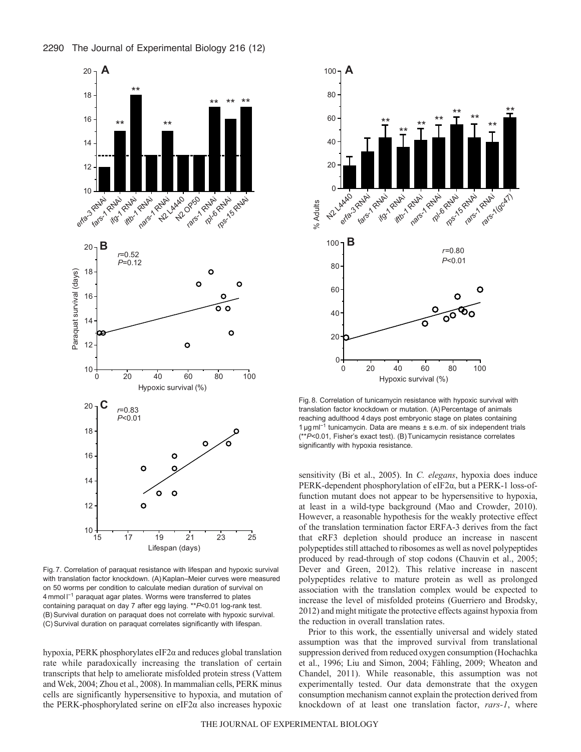Fig. 7. Correlation of paraquat resistance with lifespan and hypoxic survival with translation factor knockdown. (A) Kaplan–Meier curves were measured on 50 worms per condition to calculate median duration of survival on 4 mmol l$^{-1}$ paraquat agar plates. Worms were transferred to plates containing paraquat on day 7 after egg laying. **$P$<0.01 log-rank test. (B) Survival duration on paraquat does not correlate with hypoxic survival. (C) Survival duration on paraquat correlates significantly with lifespan.

Fig. 8. Correlation of tunicamycin resistance with hypoxic survival with translation factor knockdown or mutation. (A) Percentage of animals reaching adulthood 4 days post embryonic stage on plates containing 1 μg ml$^{-1}$ tunicamycin. Data are means ± s.e.m. of six independent trials (**$P$<0.01, Fisher's exact test). (B) Tunicamycin resistance correlates significantly with hypoxia resistance.

hypoxia, PERK phosphorylates eIF2α and reduces global translation rate while paradoxically increasing the translation of certain transcripts that help to ameliorate misfolded protein stress (Vattem and Wek, 2004; Zhou et al., 2008). In mammalian cells, PERK minus cells are significantly hypersensitive to hypoxia, and mutation of the PERK-phosphorylated serine on eIF2α also increases hypoxic sensitivity (Bi et al., 2005). In *C. elegans*, hypoxia does induce PERK-dependent phosphorylation of eIF2α, but a PERK-1 loss-of-function mutant does not appear to be hypersensitive to hypoxia, at least in a wild-type background (Mao and Crowder, 2010). However, a reasonable hypothesis for the weakly protective effect of the translation termination factor ERFA-3 derives from the fact that eRF3 depletion should produce an increase in nascent polypeptides still attached to ribosomes as well as novel polypeptides produced by read-through of stop codons (Chauvin et al., 2005; Dever and Green, 2012). This relative increase in nascent polypeptides relative to mature protein as well as prolonged association with the translation complex would be expected to increase the level of misfolded proteins (Guerriero and Brodsky, 2012) and might mitigate the protective effects against hypoxia from the reduction in overall translation rates.

Prior to this work, the essentially universal and widely stated assumption was that the improved survival from translational suppression derived from reduced oxygen consumption (Hochachka et al., 1996; Liu and Simon, 2004; Fähling, 2009; Wheaton and Chandel, 2011). While reasonable, this assumption was not experimentally tested. Our data demonstrate that the oxygen consumption mechanism cannot explain the protection derived from knockdown of at least one translation factor, *rars-1*, where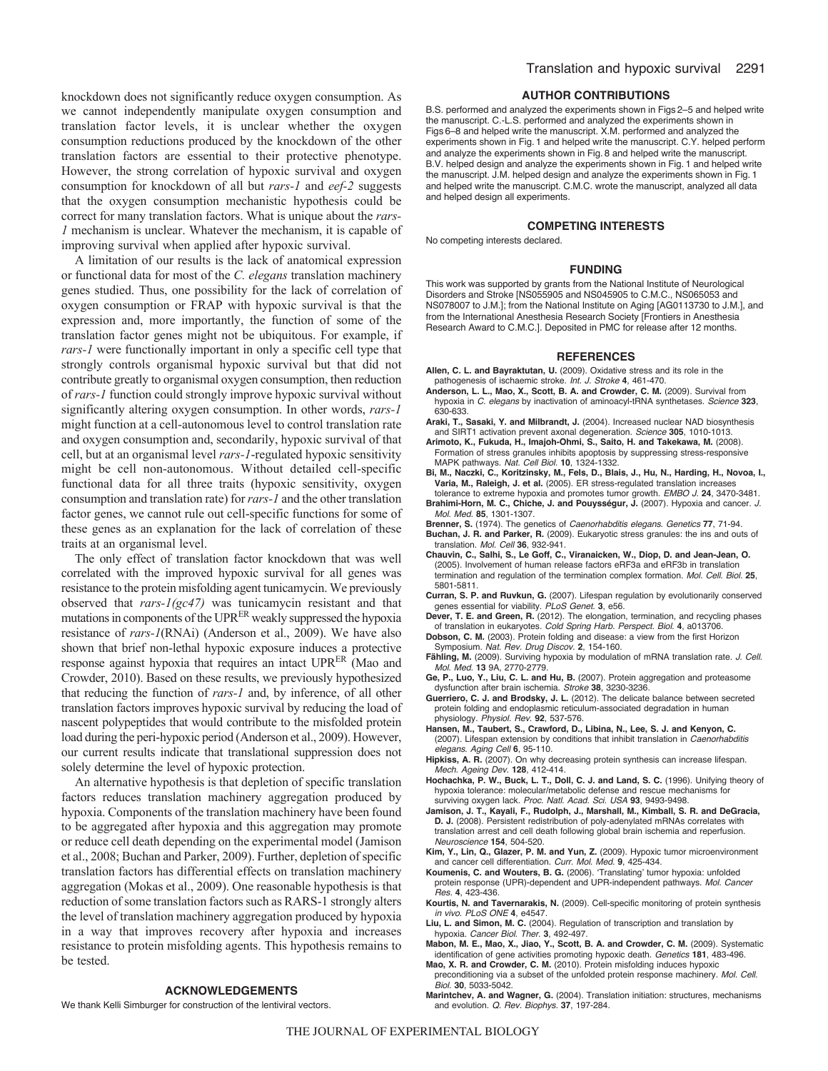knockdown does not significantly reduce oxygen consumption. As we cannot independently manipulate oxygen consumption and translation factor levels, it is unclear whether the oxygen consumption reductions produced by the knockdown of the other translation factors are essential to their protective phenotype. However, the strong correlation of hypoxic survival and oxygen consumption for knockdown of all but *rars-1* and *eef-2* suggests that the oxygen consumption mechanistic hypothesis could be correct for many translation factors. What is unique about the *rars-1* mechanism is unclear. Whatever the mechanism, it is capable of improving survival when applied after hypoxic survival.

A limitation of our results is the lack of anatomical expression or functional data for most of the *C. elegans* translation machinery genes studied. Thus, one possibility for the lack of correlation of oxygen consumption or FRAP with hypoxic survival is that the expression and, more importantly, the function of some of the translation factor genes might not be ubiquitous. For example, if *rars-1* were functionally important in only a specific cell type that strongly controls organismal hypoxic survival but that did not contribute greatly to organismal oxygen consumption, then reduction of *rars-1* function could strongly improve hypoxic survival without significantly altering oxygen consumption. In other words, *rars-1* might function at a cell-autonomous level to control translation rate and oxygen consumption and, secondarily, hypoxic survival of that cell, but at an organismal level *rars-1*-regulated hypoxic sensitivity might be cell non-autonomous. Without detailed cell-specific functional data for all three traits (hypoxic sensitivity, oxygen consumption and translation rate) for *rars-1* and the other translation factor genes, we cannot rule out cell-specific functions for some of these genes as an explanation for the lack of correlation of these traits at an organismal level.

The only effect of translation factor knockdown that was well correlated with the improved hypoxic survival for all genes was resistance to the protein misfolding agent tunicamycin. We previously observed that *rars-1(gc47)* was tunicamycin resistant and that mutations in components of the UPR$^{ER}$ weakly suppressed the hypoxia resistance of *rars-1*(RNAi) (Anderson et al., 2009). We have also shown that brief non-lethal hypoxic exposure induces a protective response against hypoxia that requires an intact UPR$^{ER}$ (Mao and Crowder, 2010). Based on these results, we previously hypothesized that reducing the function of *rars-1* and, by inference, of all other translation factors improves hypoxic survival by reducing the load of nascent polypeptides that would contribute to the misfolded protein load during the peri-hypoxic period (Anderson et al., 2009). However, our current results indicate that translational suppression does not solely determine the level of hypoxic protection.

An alternative hypothesis is that depletion of specific translation factors reduces translation machinery aggregation produced by hypoxia. Components of the translation machinery have been found to be aggregated after hypoxia and this aggregation may promote or reduce cell death depending on the experimental model (Jamison et al., 2008; Buchan and Parker, 2009). Further, depletion of specific translation factors has differential effects on translation machinery aggregation (Mokas et al., 2009). One reasonable hypothesis is that reduction of some translation factors such as RARS-1 strongly alters the level of translation machinery aggregation produced by hypoxia in a way that improves recovery after hypoxia and increases resistance to protein misfolding agents. This hypothesis remains to be tested.

## ACKNOWLEDGEMENTS

We thank Kelli Simburger for construction of the lentiviral vectors.

## AUTHOR CONTRIBUTIONS

B.S. performed and analyzed the experiments shown in Figs 2–5 and helped write the manuscript. C.-L.S. performed and analyzed the experiments shown in Figs 6–8 and helped write the manuscript. X.M. performed and analyzed the experiments shown in Fig. 1 and helped write the manuscript. C.Y. helped perform and analyze the experiments shown in Fig. 8 and helped write the manuscript. B.V. helped design and analyze the experiments shown in Fig. 1 and helped write the manuscript. J.M. helped design and analyze the experiments shown in Fig. 1 and helped write the manuscript. C.M.C. wrote the manuscript, analyzed all data and helped design all experiments.

## COMPETING INTERESTS

No competing interests declared.

## FUNDING

This work was supported by grants from the National Institute of Neurological Disorders and Stroke [NS055905 and NS045905 to C.M.C., NS065053 and NS078007 to J.M.]; from the National Institute on Aging [AG0113730 to J.M.], and from the International Anesthesia Research Society [Frontiers in Anesthesia Research Award to C.M.C.]. Deposited in PMC for release after 12 months.

## REFERENCES

**Allen, C. L. and Bayraktutan, U.** (2009). Oxidative stress and its role in the pathogenesis of ischaemic stroke. *Int. J. Stroke* **4**, 461-470.

**Anderson, L. L., Mao, X., Scott, B. A. and Crowder, C. M.** (2009). Survival from hypoxia in *C. elegans* by inactivation of aminoacyl-tRNA synthetases. *Science* **323**, 630-633.

**Araki, T., Sasaki, Y. and Milbrandt, J.** (2004). Increased nuclear NAD biosynthesis and SIRT1 activation prevent axonal degeneration. *Science* **305**, 1010-1013.

**Arimoto, K., Fukuda, H., Imajoh-Ohmi, S., Saito, H. and Takekawa, M.** (2008). Formation of stress granules inhibits apoptosis by suppressing stress-responsive MAPK pathways. *Nat. Cell Biol.* **10**, 1324-1332.

**Bi, M., Naczki, C., Koritzinsky, M., Fels, D., Blais, J., Hu, N., Harding, H., Novoa, I., Varia, M., Raleigh, J. et al.** (2005). ER stress-regulated translation increases tolerance to extreme hypoxia and promotes tumor growth. *EMBO J.* **24**, 3470-3481.

**Brahimi-Horn, M. C., Chiche, J. and Pouysségur, J.** (2007). Hypoxia and cancer. *J. Mol. Med.* **85**, 1301-1307.

**Brenner, S.** (1974). The genetics of *Caenorhabditis elegans*. *Genetics* **77**, 71-94.

**Buchan, J. R. and Parker, R.** (2009). Eukaryotic stress granules: the ins and outs of translation. *Mol. Cell* **36**, 932-941.

**Chauvin, C., Salhi, S., Le Goff, C., Viranaicken, W., Diop, D. and Jean-Jean, O.** (2005). Involvement of human release factors eRF3a and eRF3b in translation termination and regulation of the termination complex formation. *Mol. Cell. Biol.* **25**, 5801-5811.

**Curran, S. P. and Ruvkun, G.** (2007). Lifespan regulation by evolutionarily conserved genes essential for viability. *PLoS Genet.* **3**, e56.

**Dever, T. E. and Green, R.** (2012). The elongation, termination, and recycling phases of translation in eukaryotes. *Cold Spring Harb. Perspect. Biol.* **4**, a013706.

**Dobson, C. M.** (2003). Protein folding and disease: a view from the first Horizon Symposium. *Nat. Rev. Drug Discov.* **2**, 154-160.

**Fähling, M.** (2009). Surviving hypoxia by modulation of mRNA translation rate. *J. Cell. Mol. Med.* **13** 9A, 2770-2779.

**Ge, P., Luo, Y., Liu, C. L. and Hu, B.** (2007). Protein aggregation and proteasome dysfunction after brain ischemia. *Stroke* **38**, 3230-3236.

**Guerriero, C. J. and Brodsky, J. L.** (2012). The delicate balance between secreted protein folding and endoplasmic reticulum-associated degradation in human physiology. *Physiol. Rev.* **92**, 537-576.

**Hansen, M., Taubert, S., Crawford, D., Libina, N., Lee, S. J. and Kenyon, C.** (2007). Lifespan extension by conditions that inhibit translation in *Caenorhabditis elegans*. *Aging Cell* **6**, 95-110.

**Hipkiss, A. R.** (2007). On why decreasing protein synthesis can increase lifespan. *Mech. Ageing Dev.* **128**, 412-414.

**Hochachka, P. W., Buck, L. T., Doll, C. J. and Land, S. C.** (1996). Unifying theory of hypoxia tolerance: molecular/metabolic defense and rescue mechanisms for surviving oxygen lack. *Proc. Natl. Acad. Sci. USA* **93**, 9493-9498.

**Jamison, J. T., Kayali, F., Rudolph, J., Marshall, M., Kimball, S. R. and DeGracia, D. J.** (2008). Persistent redistribution of poly-adenylated mRNAs correlates with translation arrest and cell death following global brain ischemia and reperfusion. *Neuroscience* **154**, 504-520.

**Kim, Y., Lin, Q., Glazer, P. M. and Yun, Z.** (2009). Hypoxic tumor microenvironment and cancer cell differentiation. *Curr. Mol. Med.* **9**, 425-434.

**Koumenis, C. and Wouters, B. G.** (2006). 'Translating' tumor hypoxia: unfolded protein response (UPR)-dependent and UPR-independent pathways. *Mol. Cancer Res.* **4**, 423-436.

**Kourtis, N. and Tavernarakis, N.** (2009). Cell-specific monitoring of protein synthesis *in vivo*. *PLoS ONE* **4**, e4547.

**Liu, L. and Simon, M. C.** (2004). Regulation of transcription and translation by hypoxia. *Cancer Biol. Ther.* **3**, 492-497.

**Mabon, M. E., Mao, X., Jiao, Y., Scott, B. A. and Crowder, C. M.** (2009). Systematic identification of gene activities promoting hypoxic death. *Genetics* **181**, 483-496.

**Mao, X. R. and Crowder, C. M.** (2010). Protein misfolding induces hypoxic preconditioning via a subset of the unfolded protein response machinery. *Mol. Cell. Biol.* **30**, 5033-5042.

**Marintchev, A. and Wagner, G.** (2004). Translation initiation: structures, mechanisms and evolution. *Q. Rev. Biophys.* **37**, 197-284.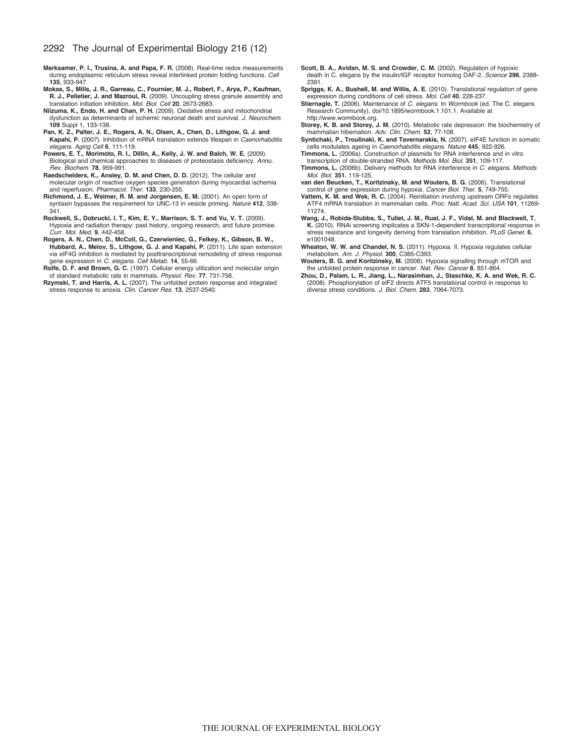**Merksamer, P. I., Trusina, A. and Papa, F. R.** (2008). Real-time redox measurements during endoplasmic reticulum stress reveal interlinked protein folding functions. *Cell* **135**, 933-947.

**Mokas, S., Mills, J. R., Garreau, C., Fournier, M. J., Robert, F., Arya, P., Kaufman, R. J., Pelletier, J. and Mazroui, R.** (2009). Uncoupling stress granule assembly and translation initiation inhibition. *Mol. Biol. Cell* **20**, 2673-2683.

**Niizuma, K., Endo, H. and Chan, P. H.** (2009). Oxidative stress and mitochondrial dysfunction as determinants of ischemic neuronal death and survival. *J. Neurochem.* **109** Suppl 1, 133-138.

**Pan, K. Z., Palter, J. E., Rogers, A. N., Olsen, A., Chen, D., Lithgow, G. J. and Kapahi, P.** (2007). Inhibition of mRNA translation extends lifespan in *Caenorhabditis elegans*. *Aging Cell* **6**, 111-119.

**Powers, E. T., Morimoto, R. I., Dillin, A., Kelly, J. W. and Balch, W. E.** (2009). Biological and chemical approaches to diseases of proteostasis deficiency. *Annu. Rev. Biochem.* **78**, 959-991.

**Raedschelders, K., Ansley, D. M. and Chen, D. D.** (2012). The cellular and molecular origin of reactive oxygen species generation during myocardial ischemia and reperfusion. *Pharmacol. Ther.* **133**, 230-255.

**Richmond, J. E., Weimer, R. M. and Jorgensen, E. M.** (2001). An open form of syntaxin bypasses the requirement for UNC-13 in vesicle priming. *Nature* **412**, 338-341.

**Rockwell, S., Dobrucki, I. T., Kim, E. Y., Marrison, S. T. and Vu, V. T.** (2009). Hypoxia and radiation therapy: past history, ongoing research, and future promise. *Curr. Mol. Med.* **9**, 442-458.

**Rogers, A. N., Chen, D., McColl, G., Czerwieniec, G., Felkey, K., Gibson, B. W., Hubbard, A., Melov, S., Lithgow, G. J. and Kapahi, P.** (2011). Life span extension via eIF4G inhibition is mediated by posttranscriptional remodeling of stress response gene expression in *C. elegans*. *Cell Metab.* **14**, 55-66.

**Rolfe, D. F. and Brown, G. C.** (1997). Cellular energy utilization and molecular origin of standard metabolic rate in mammals. *Physiol. Rev.* **77**, 731-758.

**Rzymski, T. and Harris, A. L.** (2007). The unfolded protein response and integrated stress response to anoxia. *Clin. Cancer Res.* **13**, 2537-2540.

**Scott, B. A., Avidan, M. S. and Crowder, C. M.** (2002). Regulation of hypoxic death in C. elegans by the insulin/IGF receptor homolog DAF-2. *Science* **296**, 2388-2391.

**Spriggs, K. A., Bushell, M. and Willis, A. E.** (2010). Translational regulation of gene expression during conditions of cell stress. *Mol. Cell* **40**, 228-237.

**Stiernagle, T.** (2006). Maintenance of *C. elegans*. In *Wormbook* (ed. The C. elegans Research Community), doi/10.1895/wormbook.1.101.1. Available at http://www.wormbook.org.

**Storey, K. B. and Storey, J. M.** (2010). Metabolic rate depression: the biochemistry of mammalian hibernation. *Adv. Clin. Chem.* **52**, 77-108.

**Syntichaki, P., Troulinaki, K. and Tavernarakis, N.** (2007). eIF4E function in somatic cells modulates ageing in *Caenorhabditis elegans*. *Nature* **445**, 922-926.

**Timmons, L.** (2006a). Construction of plasmids for RNA interference and in vitro transcription of double-stranded RNA. *Methods Mol. Biol.* **351**, 109-117.

**Timmons, L.** (2006b). Delivery methods for RNA interference in *C. elegans*. *Methods Mol. Biol.* **351**, 119-125.

**van den Beucken, T., Koritzinsky, M. and Wouters, B. G.** (2006). Translational control of gene expression during hypoxia. *Cancer Biol. Ther.* **5**, 749-755.

**Vattem, K. M. and Wek, R. C.** (2004). Reinitiation involving upstream ORFs regulates ATF4 mRNA translation in mammalian cells. *Proc. Natl. Acad. Sci. USA* **101**, 11269-11274.

**Wang, J., Robida-Stubbs, S., Tullet, J. M., Rual, J. F., Vidal, M. and Blackwell, T. K.** (2010). RNAi screening implicates a SKN-1-dependent transcriptional response in stress resistance and longevity deriving from translation inhibition. *PLoS Genet.* **6**, e1001048.

**Wheaton, W. W. and Chandel, N. S.** (2011). Hypoxia. II. Hypoxia regulates cellular metabolism. *Am. J. Physiol.* **300**, C385-C393.

**Wouters, B. G. and Koritzinsky, M.** (2008). Hypoxia signalling through mTOR and the unfolded protein response in cancer. *Nat. Rev. Cancer* **8**, 851-864.

**Zhou, D., Palam, L. R., Jiang, L., Narasimhan, J., Staschke, K. A. and Wek, R. C.** (2008). Phosphorylation of eIF2 directs ATF5 translational control in response to diverse stress conditions. *J. Biol. Chem.* **283**, 7064-7073.